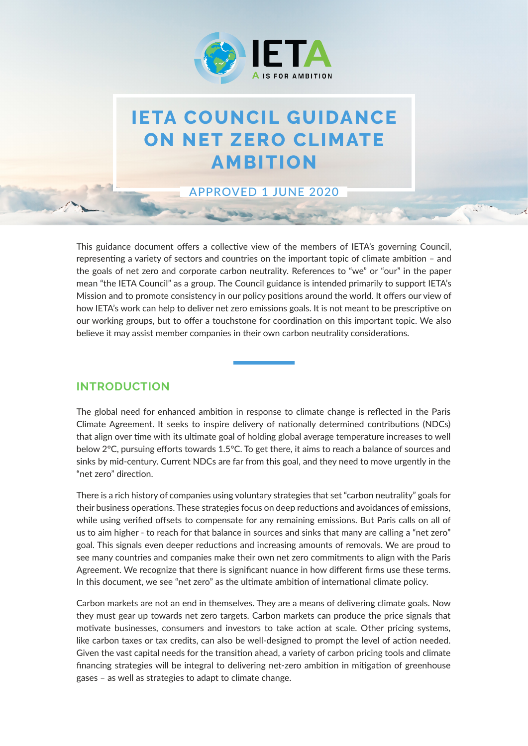IETA

A IS FOR AMBITION

# IETA COUNCIL GUIDANCE ON NET ZERO CLIMATE AMBITION

APPROVED 1 JUNE 2020

This guidance document offers a collective view of the members of IETA's governing Council, representing a variety of sectors and countries on the important topic of climate ambition – and the goals of net zero and corporate carbon neutrality. References to "we" or "our" in the paper mean "the IETA Council" as a group. The Council guidance is intended primarily to support IETA's Mission and to promote consistency in our policy positions around the world. It offers our view of how IETA's work can help to deliver net zero emissions goals. It is not meant to be prescriptive on our working groups, but to offer a touchstone for coordination on this important topic. We also believe it may assist member companies in their own carbon neutrality considerations.

## INTRODUCTION

The global need for enhanced ambition in response to climate change is reflected in the Paris Climate Agreement. It seeks to inspire delivery of nationally determined contributions (NDCs) that align over time with its ultimate goal of holding global average temperature increases to well below 2°C, pursuing efforts towards 1.5°C. To get there, it aims to reach a balance of sources and sinks by mid-century. Current NDCs are far from this goal, and they need to move urgently in the "net zero" direction.

There is a rich history of companies using voluntary strategies that set "carbon neutrality" goals for their business operations. These strategies focus on deep reductions and avoidances of emissions, while using verified offsets to compensate for any remaining emissions. But Paris calls on all of us to aim higher - to reach for that balance in sources and sinks that many are calling a "net zero" goal. This signals even deeper reductions and increasing amounts of removals. We are proud to see many countries and companies make their own net zero commitments to align with the Paris Agreement. We recognize that there is significant nuance in how different firms use these terms. In this document, we see "net zero" as the ultimate ambition of international climate policy.

Carbon markets are not an end in themselves. They are a means of delivering climate goals. Now they must gear up towards net zero targets. Carbon markets can produce the price signals that motivate businesses, consumers and investors to take action at scale. Other pricing systems, like carbon taxes or tax credits, can also be well-designed to prompt the level of action needed. Given the vast capital needs for the transition ahead, a variety of carbon pricing tools and climate financing strategies will be integral to delivering net-zero ambition in mitigation of greenhouse gases – as well as strategies to adapt to climate change.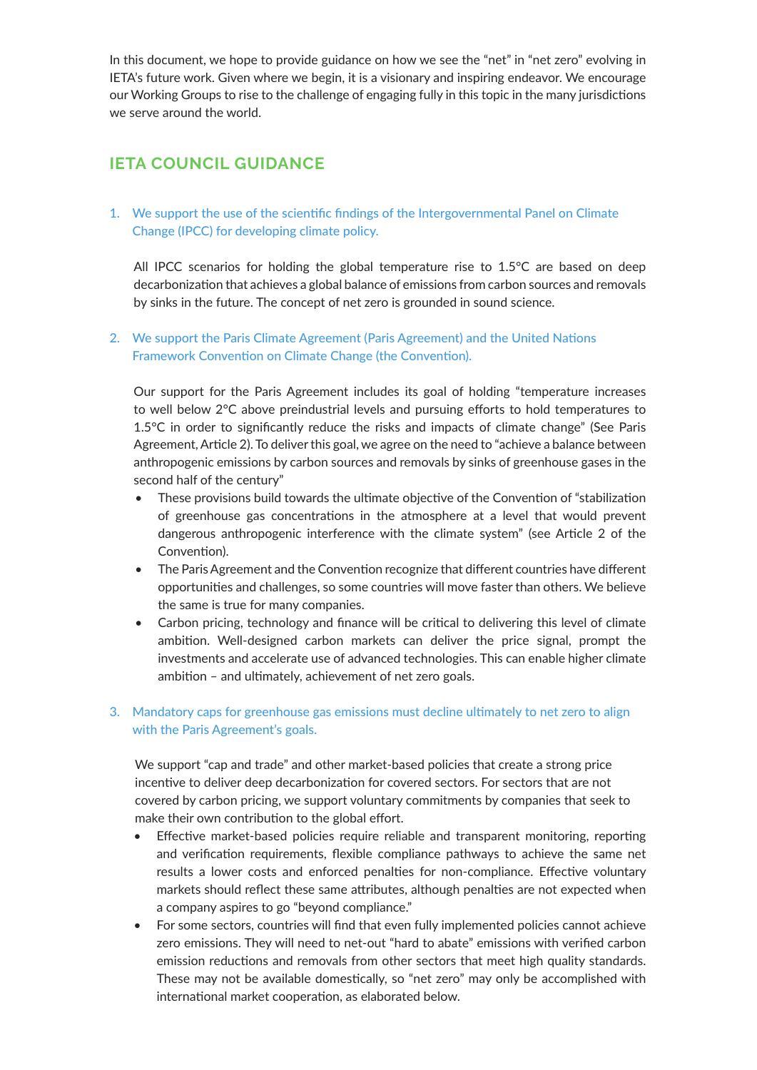In this document, we hope to provide guidance on how we see the "net" in "net zero" evolving in IETA's future work. Given where we begin, it is a visionary and inspiring endeavor. We encourage our Working Groups to rise to the challenge of engaging fully in this topic in the many jurisdictions we serve around the world.

## IETA COUNCIL GUIDANCE

1. We support the use of the scientific findings of the Intergovernmental Panel on Climate Change (IPCC) for developing climate policy.

   All IPCC scenarios for holding the global temperature rise to 1.5°C are based on deep decarbonization that achieves a global balance of emissions from carbon sources and removals by sinks in the future. The concept of net zero is grounded in sound science.

2. We support the Paris Climate Agreement (Paris Agreement) and the United Nations Framework Convention on Climate Change (the Convention).

   Our support for the Paris Agreement includes its goal of holding "temperature increases to well below 2°C above preindustrial levels and pursuing efforts to hold temperatures to 1.5°C in order to significantly reduce the risks and impacts of climate change" (See Paris Agreement, Article 2). To deliver this goal, we agree on the need to "achieve a balance between anthropogenic emissions by carbon sources and removals by sinks of greenhouse gases in the second half of the century"

   - These provisions build towards the ultimate objective of the Convention of "stabilization of greenhouse gas concentrations in the atmosphere at a level that would prevent dangerous anthropogenic interference with the climate system" (see Article 2 of the Convention).
   - The Paris Agreement and the Convention recognize that different countries have different opportunities and challenges, so some countries will move faster than others. We believe the same is true for many companies.
   - Carbon pricing, technology and finance will be critical to delivering this level of climate ambition. Well-designed carbon markets can deliver the price signal, prompt the investments and accelerate use of advanced technologies. This can enable higher climate ambition – and ultimately, achievement of net zero goals.

3. Mandatory caps for greenhouse gas emissions must decline ultimately to net zero to align with the Paris Agreement's goals.

   We support "cap and trade" and other market-based policies that create a strong price incentive to deliver deep decarbonization for covered sectors. For sectors that are not covered by carbon pricing, we support voluntary commitments by companies that seek to make their own contribution to the global effort.

   - Effective market-based policies require reliable and transparent monitoring, reporting and verification requirements, flexible compliance pathways to achieve the same net results a lower costs and enforced penalties for non-compliance. Effective voluntary markets should reflect these same attributes, although penalties are not expected when a company aspires to go "beyond compliance."
   - For some sectors, countries will find that even fully implemented policies cannot achieve zero emissions. They will need to net-out "hard to abate" emissions with verified carbon emission reductions and removals from other sectors that meet high quality standards. These may not be available domestically, so "net zero" may only be accomplished with international market cooperation, as elaborated below.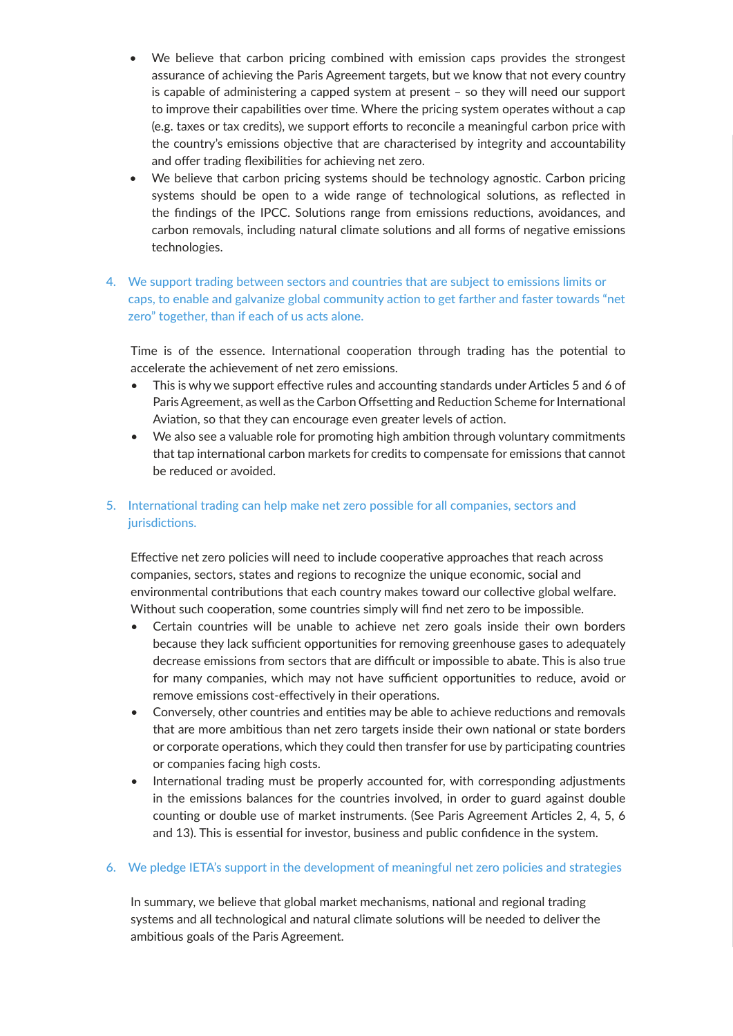- We believe that carbon pricing combined with emission caps provides the strongest assurance of achieving the Paris Agreement targets, but we know that not every country is capable of administering a capped system at present – so they will need our support to improve their capabilities over time. Where the pricing system operates without a cap (e.g. taxes or tax credits), we support efforts to reconcile a meaningful carbon price with the country's emissions objective that are characterised by integrity and accountability and offer trading flexibilities for achieving net zero.
- We believe that carbon pricing systems should be technology agnostic. Carbon pricing systems should be open to a wide range of technological solutions, as reflected in the findings of the IPCC. Solutions range from emissions reductions, avoidances, and carbon removals, including natural climate solutions and all forms of negative emissions technologies.

## 4. We support trading between sectors and countries that are subject to emissions limits or caps, to enable and galvanize global community action to get farther and faster towards "net zero" together, than if each of us acts alone.

Time is of the essence. International cooperation through trading has the potential to accelerate the achievement of net zero emissions.

- This is why we support effective rules and accounting standards under Articles 5 and 6 of Paris Agreement, as well as the Carbon Offsetting and Reduction Scheme for International Aviation, so that they can encourage even greater levels of action.
- We also see a valuable role for promoting high ambition through voluntary commitments that tap international carbon markets for credits to compensate for emissions that cannot be reduced or avoided.

## 5. International trading can help make net zero possible for all companies, sectors and jurisdictions.

Effective net zero policies will need to include cooperative approaches that reach across companies, sectors, states and regions to recognize the unique economic, social and environmental contributions that each country makes toward our collective global welfare. Without such cooperation, some countries simply will find net zero to be impossible.

- Certain countries will be unable to achieve net zero goals inside their own borders because they lack sufficient opportunities for removing greenhouse gases to adequately decrease emissions from sectors that are difficult or impossible to abate. This is also true for many companies, which may not have sufficient opportunities to reduce, avoid or remove emissions cost-effectively in their operations.
- Conversely, other countries and entities may be able to achieve reductions and removals that are more ambitious than net zero targets inside their own national or state borders or corporate operations, which they could then transfer for use by participating countries or companies facing high costs.
- International trading must be properly accounted for, with corresponding adjustments in the emissions balances for the countries involved, in order to guard against double counting or double use of market instruments. (See Paris Agreement Articles 2, 4, 5, 6 and 13). This is essential for investor, business and public confidence in the system.

## 6. We pledge IETA's support in the development of meaningful net zero policies and strategies

In summary, we believe that global market mechanisms, national and regional trading systems and all technological and natural climate solutions will be needed to deliver the ambitious goals of the Paris Agreement.